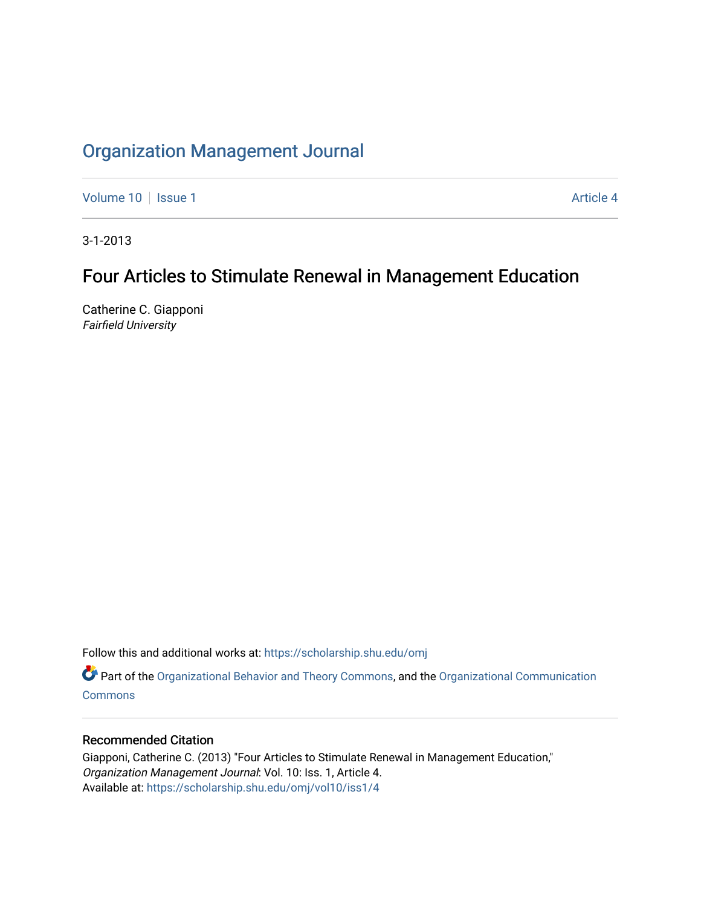# Organization Management Journal

Volume 10 | Issue 1 | Article 4

3-1-2013

## Four Articles to Stimulate Renewal in Management Education

Catherine C. Giapponi
*Fairfield University*

Follow this and additional works at: https://scholarship.shu.edu/omj

Part of the Organizational Behavior and Theory Commons, and the Organizational Communication Commons

### Recommended Citation

Giapponi, Catherine C. (2013) "Four Articles to Stimulate Renewal in Management Education," *Organization Management Journal*: Vol. 10: Iss. 1, Article 4.
Available at: https://scholarship.shu.edu/omj/vol10/iss1/4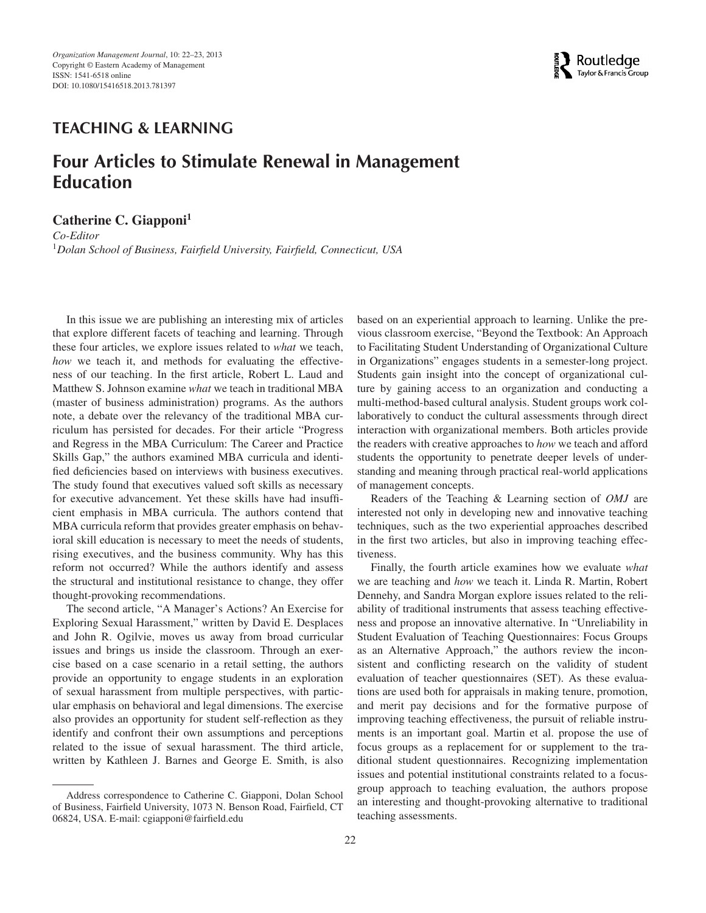## TEACHING & LEARNING

# Four Articles to Stimulate Renewal in Management Education

**Catherine C. Giapponi**[1]

*Co-Editor*

[1]*Dolan School of Business, Fairfield University, Fairfield, Connecticut, USA*

In this issue we are publishing an interesting mix of articles that explore different facets of teaching and learning. Through these four articles, we explore issues related to *what* we teach, *how* we teach it, and methods for evaluating the effectiveness of our teaching. In the first article, Robert L. Laud and Matthew S. Johnson examine *what* we teach in traditional MBA (master of business administration) programs. As the authors note, a debate over the relevancy of the traditional MBA curriculum has persisted for decades. For their article "Progress and Regress in the MBA Curriculum: The Career and Practice Skills Gap," the authors examined MBA curricula and identified deficiencies based on interviews with business executives. The study found that executives valued soft skills as necessary for executive advancement. Yet these skills have had insufficient emphasis in MBA curricula. The authors contend that MBA curricula reform that provides greater emphasis on behavioral skill education is necessary to meet the needs of students, rising executives, and the business community. Why has this reform not occurred? While the authors identify and assess the structural and institutional resistance to change, they offer thought-provoking recommendations.

The second article, "A Manager's Actions? An Exercise for Exploring Sexual Harassment," written by David E. Desplaces and John R. Ogilvie, moves us away from broad curricular issues and brings us inside the classroom. Through an exercise based on a case scenario in a retail setting, the authors provide an opportunity to engage students in an exploration of sexual harassment from multiple perspectives, with particular emphasis on behavioral and legal dimensions. The exercise also provides an opportunity for student self-reflection as they identify and confront their own assumptions and perceptions related to the issue of sexual harassment. The third article, written by Kathleen J. Barnes and George E. Smith, is also based on an experiential approach to learning. Unlike the previous classroom exercise, "Beyond the Textbook: An Approach to Facilitating Student Understanding of Organizational Culture in Organizations" engages students in a semester-long project. Students gain insight into the concept of organizational culture by gaining access to an organization and conducting a multi-method-based cultural analysis. Student groups work collaboratively to conduct the cultural assessments through direct interaction with organizational members. Both articles provide the readers with creative approaches to *how* we teach and afford students the opportunity to penetrate deeper levels of understanding and meaning through practical real-world applications of management concepts.

Readers of the Teaching & Learning section of *OMJ* are interested not only in developing new and innovative teaching techniques, such as the two experiential approaches described in the first two articles, but also in improving teaching effectiveness.

Finally, the fourth article examines how we evaluate *what* we are teaching and *how* we teach it. Linda R. Martin, Robert Dennehy, and Sandra Morgan explore issues related to the reliability of traditional instruments that assess teaching effectiveness and propose an innovative alternative. In "Unreliability in Student Evaluation of Teaching Questionnaires: Focus Groups as an Alternative Approach," the authors review the inconsistent and conflicting research on the validity of student evaluation of teacher questionnaires (SET). As these evaluations are used both for appraisals in making tenure, promotion, and merit pay decisions and for the formative purpose of improving teaching effectiveness, the pursuit of reliable instruments is an important goal. Martin et al. propose the use of focus groups as a replacement for or supplement to the traditional student questionnaires. Recognizing implementation issues and potential institutional constraints related to a focus-group approach to teaching evaluation, the authors propose an interesting and thought-provoking alternative to traditional teaching assessments.

---

Address correspondence to Catherine C. Giapponi, Dolan School of Business, Fairfield University, 1073 N. Benson Road, Fairfield, CT 06824, USA. E-mail: cgiapponi@fairfield.edu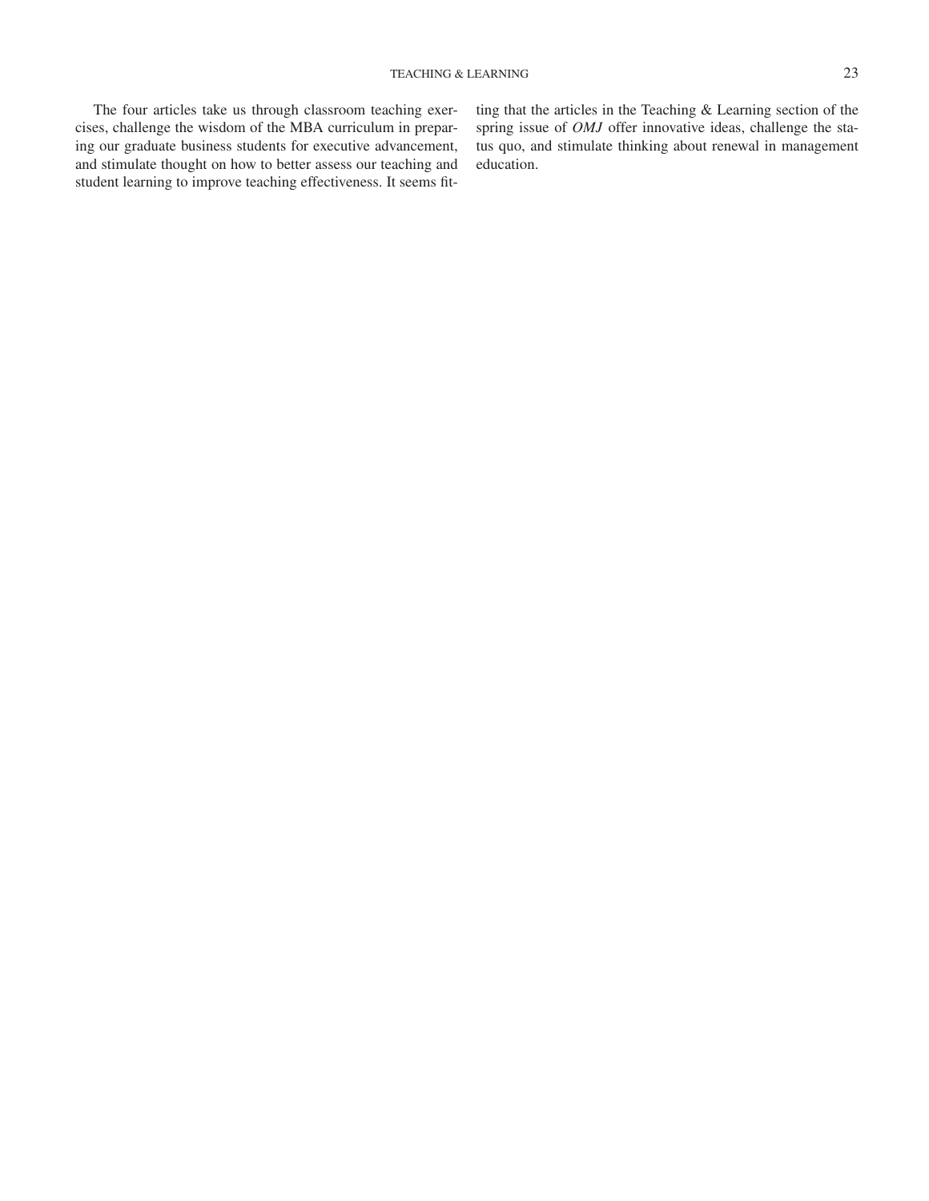The four articles take us through classroom teaching exercises, challenge the wisdom of the MBA curriculum in preparing our graduate business students for executive advancement, and stimulate thought on how to better assess our teaching and student learning to improve teaching effectiveness. It seems fitting that the articles in the Teaching & Learning section of the spring issue of *OMJ* offer innovative ideas, challenge the status quo, and stimulate thinking about renewal in management education.